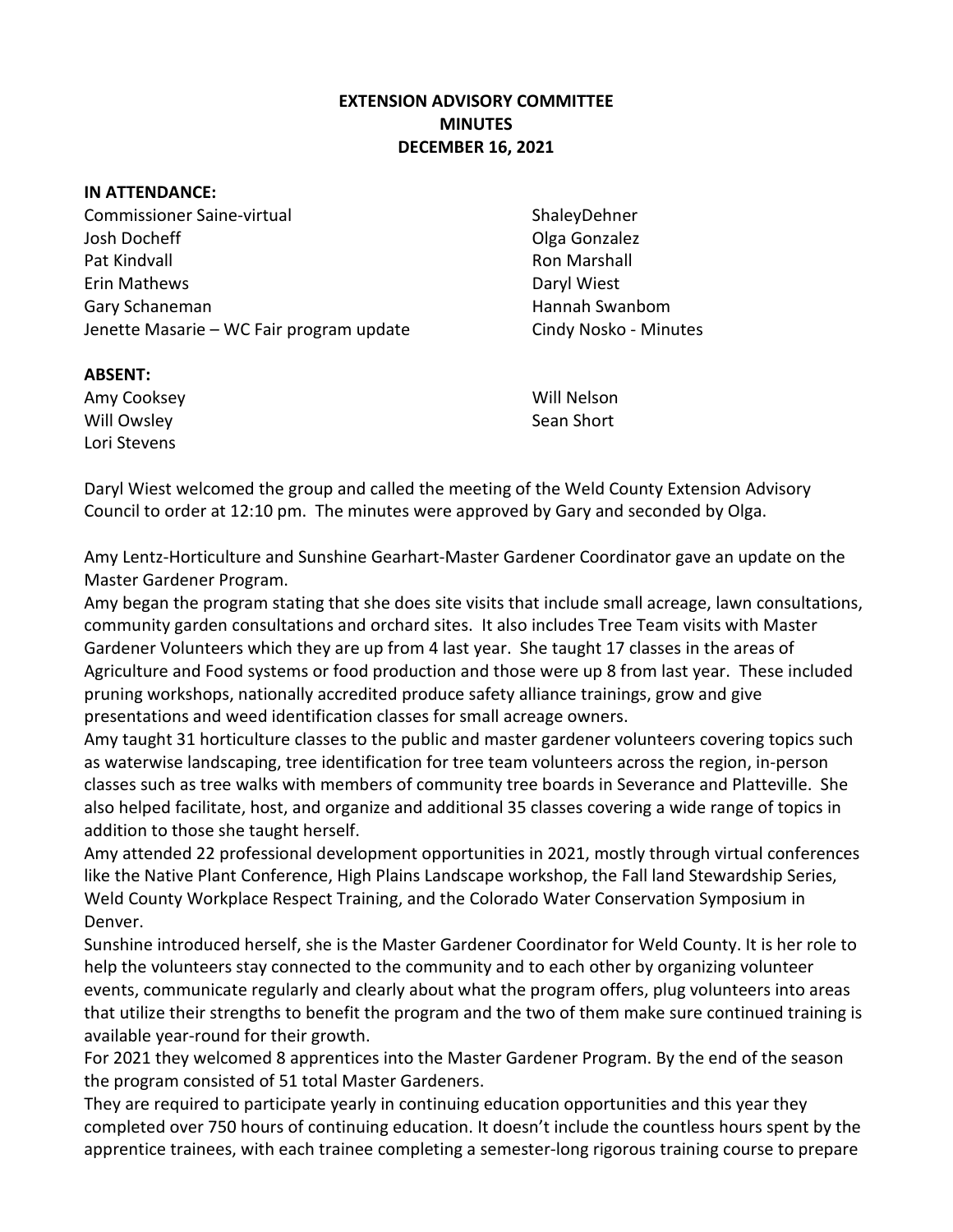**EXTENSION ADVISORY COMMITTEE**
**MINUTES**
**DECEMBER 16, 2021**

**IN ATTENDANCE:**

Commissioner Saine-virtual
Josh Docheff
Pat Kindvall
Erin Mathews
Gary Schaneman
Jenette Masarie – WC Fair program update
ShaleyDehner
Olga Gonzalez
Ron Marshall
Daryl Wiest
Hannah Swanbom
Cindy Nosko - Minutes

**ABSENT:**

Amy Cooksey
Will Owsley
Lori Stevens
Will Nelson
Sean Short

Daryl Wiest welcomed the group and called the meeting of the Weld County Extension Advisory Council to order at 12:10 pm. The minutes were approved by Gary and seconded by Olga.

Amy Lentz-Horticulture and Sunshine Gearhart-Master Gardener Coordinator gave an update on the Master Gardener Program.

Amy began the program stating that she does site visits that include small acreage, lawn consultations, community garden consultations and orchard sites. It also includes Tree Team visits with Master Gardener Volunteers which they are up from 4 last year. She taught 17 classes in the areas of Agriculture and Food systems or food production and those were up 8 from last year. These included pruning workshops, nationally accredited produce safety alliance trainings, grow and give presentations and weed identification classes for small acreage owners.

Amy taught 31 horticulture classes to the public and master gardener volunteers covering topics such as waterwise landscaping, tree identification for tree team volunteers across the region, in-person classes such as tree walks with members of community tree boards in Severance and Platteville. She also helped facilitate, host, and organize and additional 35 classes covering a wide range of topics in addition to those she taught herself.

Amy attended 22 professional development opportunities in 2021, mostly through virtual conferences like the Native Plant Conference, High Plains Landscape workshop, the Fall land Stewardship Series, Weld County Workplace Respect Training, and the Colorado Water Conservation Symposium in Denver.

Sunshine introduced herself, she is the Master Gardener Coordinator for Weld County. It is her role to help the volunteers stay connected to the community and to each other by organizing volunteer events, communicate regularly and clearly about what the program offers, plug volunteers into areas that utilize their strengths to benefit the program and the two of them make sure continued training is available year-round for their growth.

For 2021 they welcomed 8 apprentices into the Master Gardener Program. By the end of the season the program consisted of 51 total Master Gardeners.

They are required to participate yearly in continuing education opportunities and this year they completed over 750 hours of continuing education. It doesn't include the countless hours spent by the apprentice trainees, with each trainee completing a semester-long rigorous training course to prepare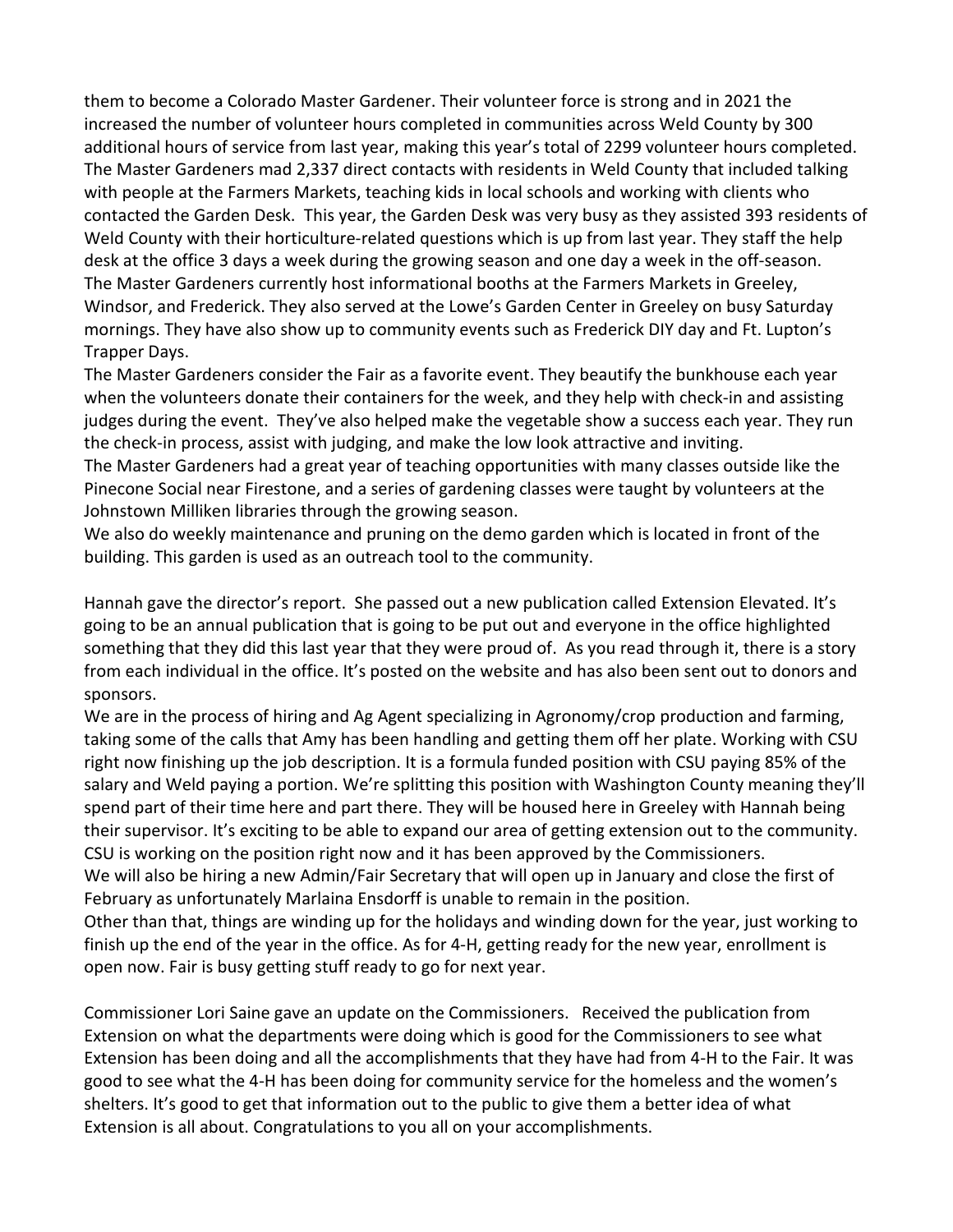them to become a Colorado Master Gardener. Their volunteer force is strong and in 2021 the increased the number of volunteer hours completed in communities across Weld County by 300 additional hours of service from last year, making this year's total of 2299 volunteer hours completed. The Master Gardeners mad 2,337 direct contacts with residents in Weld County that included talking with people at the Farmers Markets, teaching kids in local schools and working with clients who contacted the Garden Desk. This year, the Garden Desk was very busy as they assisted 393 residents of Weld County with their horticulture-related questions which is up from last year. They staff the help desk at the office 3 days a week during the growing season and one day a week in the off-season. The Master Gardeners currently host informational booths at the Farmers Markets in Greeley, Windsor, and Frederick. They also served at the Lowe's Garden Center in Greeley on busy Saturday mornings. They have also show up to community events such as Frederick DIY day and Ft. Lupton's Trapper Days.

The Master Gardeners consider the Fair as a favorite event. They beautify the bunkhouse each year when the volunteers donate their containers for the week, and they help with check-in and assisting judges during the event. They've also helped make the vegetable show a success each year. They run the check-in process, assist with judging, and make the low look attractive and inviting.

The Master Gardeners had a great year of teaching opportunities with many classes outside like the Pinecone Social near Firestone, and a series of gardening classes were taught by volunteers at the Johnstown Milliken libraries through the growing season.

We also do weekly maintenance and pruning on the demo garden which is located in front of the building. This garden is used as an outreach tool to the community.

Hannah gave the director's report. She passed out a new publication called Extension Elevated. It's going to be an annual publication that is going to be put out and everyone in the office highlighted something that they did this last year that they were proud of. As you read through it, there is a story from each individual in the office. It's posted on the website and has also been sent out to donors and sponsors.

We are in the process of hiring and Ag Agent specializing in Agronomy/crop production and farming, taking some of the calls that Amy has been handling and getting them off her plate. Working with CSU right now finishing up the job description. It is a formula funded position with CSU paying 85% of the salary and Weld paying a portion. We're splitting this position with Washington County meaning they'll spend part of their time here and part there. They will be housed here in Greeley with Hannah being their supervisor. It's exciting to be able to expand our area of getting extension out to the community. CSU is working on the position right now and it has been approved by the Commissioners.

We will also be hiring a new Admin/Fair Secretary that will open up in January and close the first of February as unfortunately Marlaina Ensdorff is unable to remain in the position.

Other than that, things are winding up for the holidays and winding down for the year, just working to finish up the end of the year in the office. As for 4-H, getting ready for the new year, enrollment is open now. Fair is busy getting stuff ready to go for next year.

Commissioner Lori Saine gave an update on the Commissioners. Received the publication from Extension on what the departments were doing which is good for the Commissioners to see what Extension has been doing and all the accomplishments that they have had from 4-H to the Fair. It was good to see what the 4-H has been doing for community service for the homeless and the women's shelters. It's good to get that information out to the public to give them a better idea of what Extension is all about. Congratulations to you all on your accomplishments.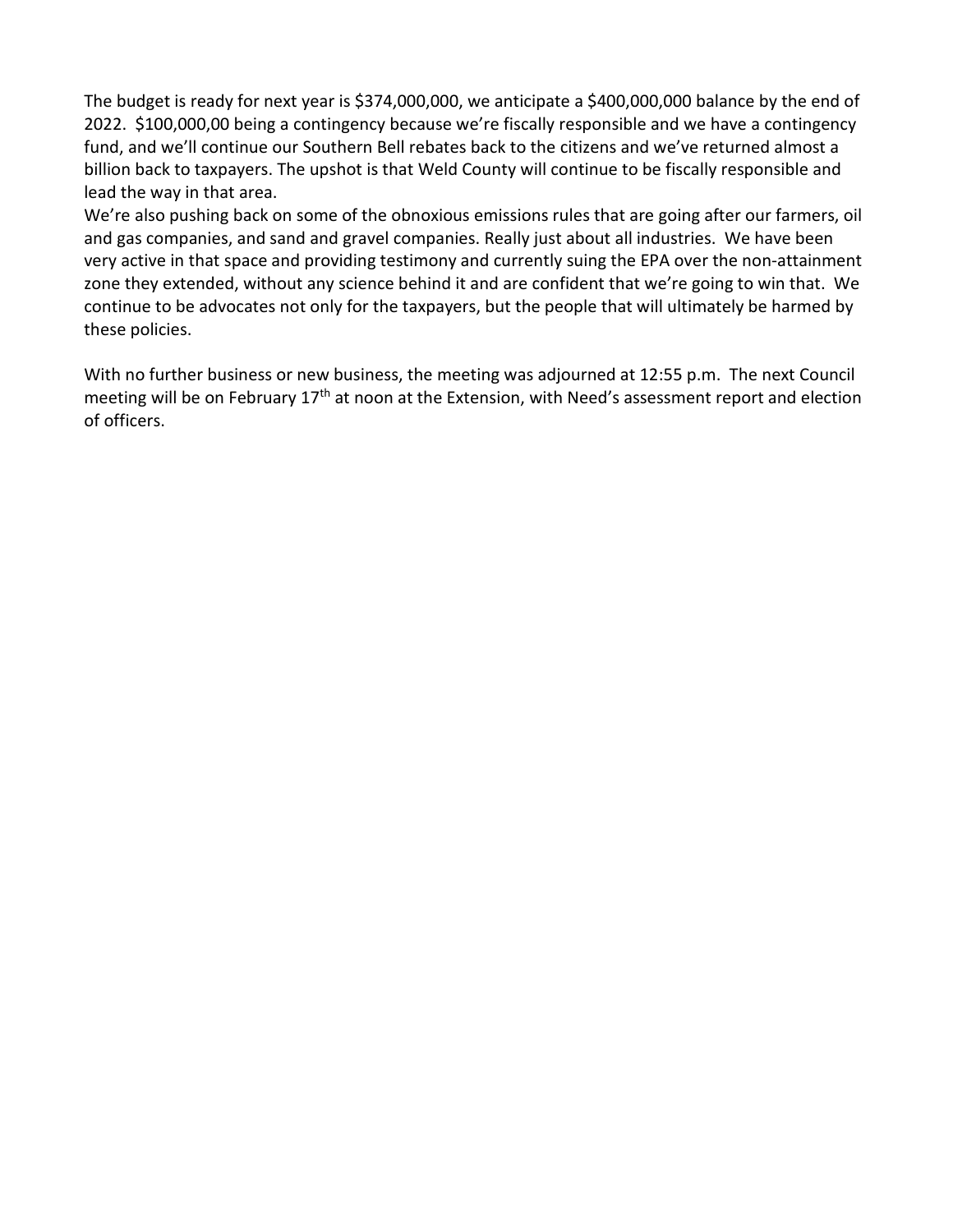The budget is ready for next year is $374,000,000, we anticipate a $400,000,000 balance by the end of 2022. $100,000,00 being a contingency because we're fiscally responsible and we have a contingency fund, and we'll continue our Southern Bell rebates back to the citizens and we've returned almost a billion back to taxpayers. The upshot is that Weld County will continue to be fiscally responsible and lead the way in that area.

We're also pushing back on some of the obnoxious emissions rules that are going after our farmers, oil and gas companies, and sand and gravel companies. Really just about all industries. We have been very active in that space and providing testimony and currently suing the EPA over the non-attainment zone they extended, without any science behind it and are confident that we're going to win that. We continue to be advocates not only for the taxpayers, but the people that will ultimately be harmed by these policies.

With no further business or new business, the meeting was adjourned at 12:55 p.m. The next Council meeting will be on February 17th at noon at the Extension, with Need's assessment report and election of officers.